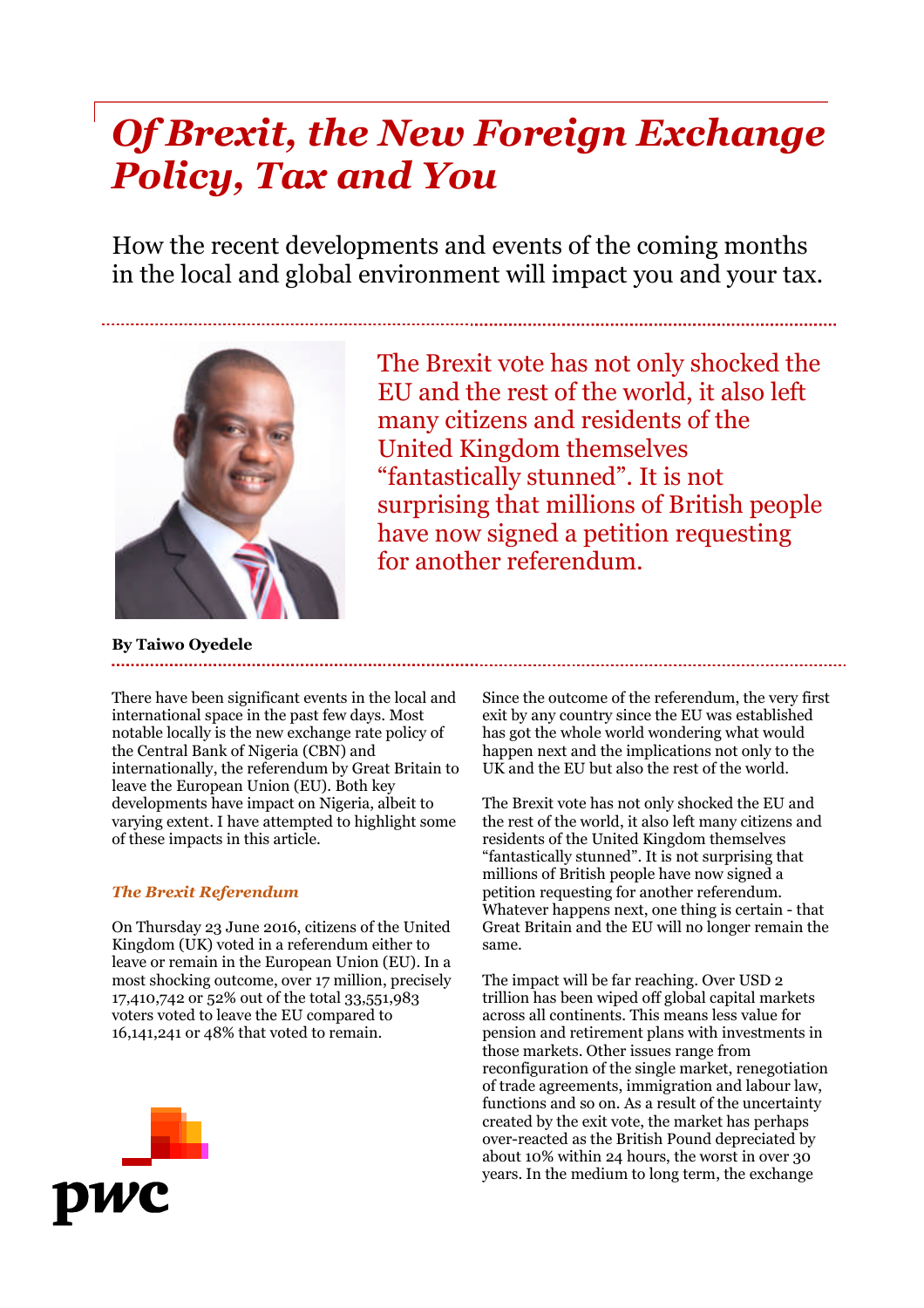# *Of Brexit, the New Foreign Exchange Policy, Tax and You*

How the recent developments and events of the coming months in the local and global environment will impact you and your tax.

The Brexit vote has not only shocked the EU and the rest of the world, it also left many citizens and residents of the United Kingdom themselves "fantastically stunned". It is not surprising that millions of British people have now signed a petition requesting for another referendum.

**By Taiwo Oyedele**

There have been significant events in the local and international space in the past few days. Most notable locally is the new exchange rate policy of the Central Bank of Nigeria (CBN) and internationally, the referendum by Great Britain to leave the European Union (EU). Both key developments have impact on Nigeria, albeit to varying extent. I have attempted to highlight some of these impacts in this article.

### *The Brexit Referendum*

On Thursday 23 June 2016, citizens of the United Kingdom (UK) voted in a referendum either to leave or remain in the European Union (EU). In a most shocking outcome, over 17 million, precisely 17,410,742 or 52% out of the total 33,551,983 voters voted to leave the EU compared to 16,141,241 or 48% that voted to remain.

Since the outcome of the referendum, the very first exit by any country since the EU was established has got the whole world wondering what would happen next and the implications not only to the UK and the EU but also the rest of the world.

The Brexit vote has not only shocked the EU and the rest of the world, it also left many citizens and residents of the United Kingdom themselves "fantastically stunned". It is not surprising that millions of British people have now signed a petition requesting for another referendum. Whatever happens next, one thing is certain - that Great Britain and the EU will no longer remain the same.

The impact will be far reaching. Over USD 2 trillion has been wiped off global capital markets across all continents. This means less value for pension and retirement plans with investments in those markets. Other issues range from reconfiguration of the single market, renegotiation of trade agreements, immigration and labour law, functions and so on. As a result of the uncertainty created by the exit vote, the market has perhaps over-reacted as the British Pound depreciated by about 10% within 24 hours, the worst in over 30 years. In the medium to long term, the exchange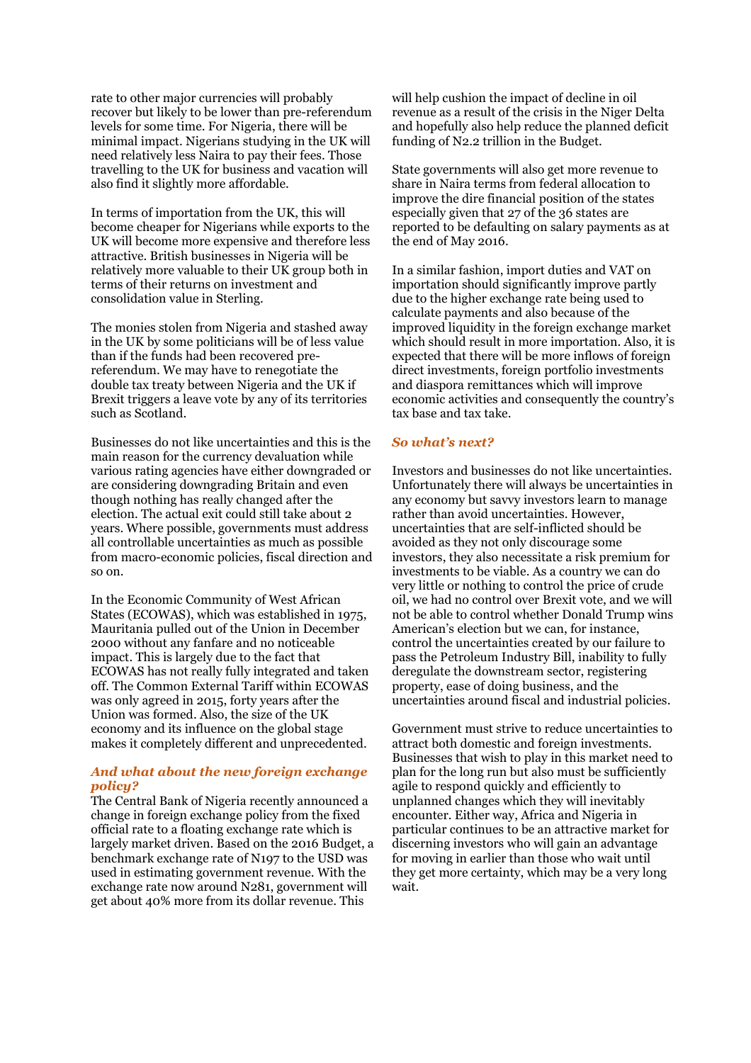rate to other major currencies will probably recover but likely to be lower than pre-referendum levels for some time. For Nigeria, there will be minimal impact. Nigerians studying in the UK will need relatively less Naira to pay their fees. Those travelling to the UK for business and vacation will also find it slightly more affordable.

In terms of importation from the UK, this will become cheaper for Nigerians while exports to the UK will become more expensive and therefore less attractive. British businesses in Nigeria will be relatively more valuable to their UK group both in terms of their returns on investment and consolidation value in Sterling.

The monies stolen from Nigeria and stashed away in the UK by some politicians will be of less value than if the funds had been recovered pre-referendum. We may have to renegotiate the double tax treaty between Nigeria and the UK if Brexit triggers a leave vote by any of its territories such as Scotland.

Businesses do not like uncertainties and this is the main reason for the currency devaluation while various rating agencies have either downgraded or are considering downgrading Britain and even though nothing has really changed after the election. The actual exit could still take about 2 years. Where possible, governments must address all controllable uncertainties as much as possible from macro-economic policies, fiscal direction and so on.

In the Economic Community of West African States (ECOWAS), which was established in 1975, Mauritania pulled out of the Union in December 2000 without any fanfare and no noticeable impact. This is largely due to the fact that ECOWAS has not really fully integrated and taken off. The Common External Tariff within ECOWAS was only agreed in 2015, forty years after the Union was formed. Also, the size of the UK economy and its influence on the global stage makes it completely different and unprecedented.

### *And what about the new foreign exchange policy?*

The Central Bank of Nigeria recently announced a change in foreign exchange policy from the fixed official rate to a floating exchange rate which is largely market driven. Based on the 2016 Budget, a benchmark exchange rate of N197 to the USD was used in estimating government revenue. With the exchange rate now around N281, government will get about 40% more from its dollar revenue. This will help cushion the impact of decline in oil revenue as a result of the crisis in the Niger Delta and hopefully also help reduce the planned deficit funding of N2.2 trillion in the Budget.

State governments will also get more revenue to share in Naira terms from federal allocation to improve the dire financial position of the states especially given that 27 of the 36 states are reported to be defaulting on salary payments as at the end of May 2016.

In a similar fashion, import duties and VAT on importation should significantly improve partly due to the higher exchange rate being used to calculate payments and also because of the improved liquidity in the foreign exchange market which should result in more importation. Also, it is expected that there will be more inflows of foreign direct investments, foreign portfolio investments and diaspora remittances which will improve economic activities and consequently the country's tax base and tax take.

### *So what's next?*

Investors and businesses do not like uncertainties. Unfortunately there will always be uncertainties in any economy but savvy investors learn to manage rather than avoid uncertainties. However, uncertainties that are self-inflicted should be avoided as they not only discourage some investors, they also necessitate a risk premium for investments to be viable. As a country we can do very little or nothing to control the price of crude oil, we had no control over Brexit vote, and we will not be able to control whether Donald Trump wins American's election but we can, for instance, control the uncertainties created by our failure to pass the Petroleum Industry Bill, inability to fully deregulate the downstream sector, registering property, ease of doing business, and the uncertainties around fiscal and industrial policies.

Government must strive to reduce uncertainties to attract both domestic and foreign investments. Businesses that wish to play in this market need to plan for the long run but also must be sufficiently agile to respond quickly and efficiently to unplanned changes which they will inevitably encounter. Either way, Africa and Nigeria in particular continues to be an attractive market for discerning investors who will gain an advantage for moving in earlier than those who wait until they get more certainty, which may be a very long wait.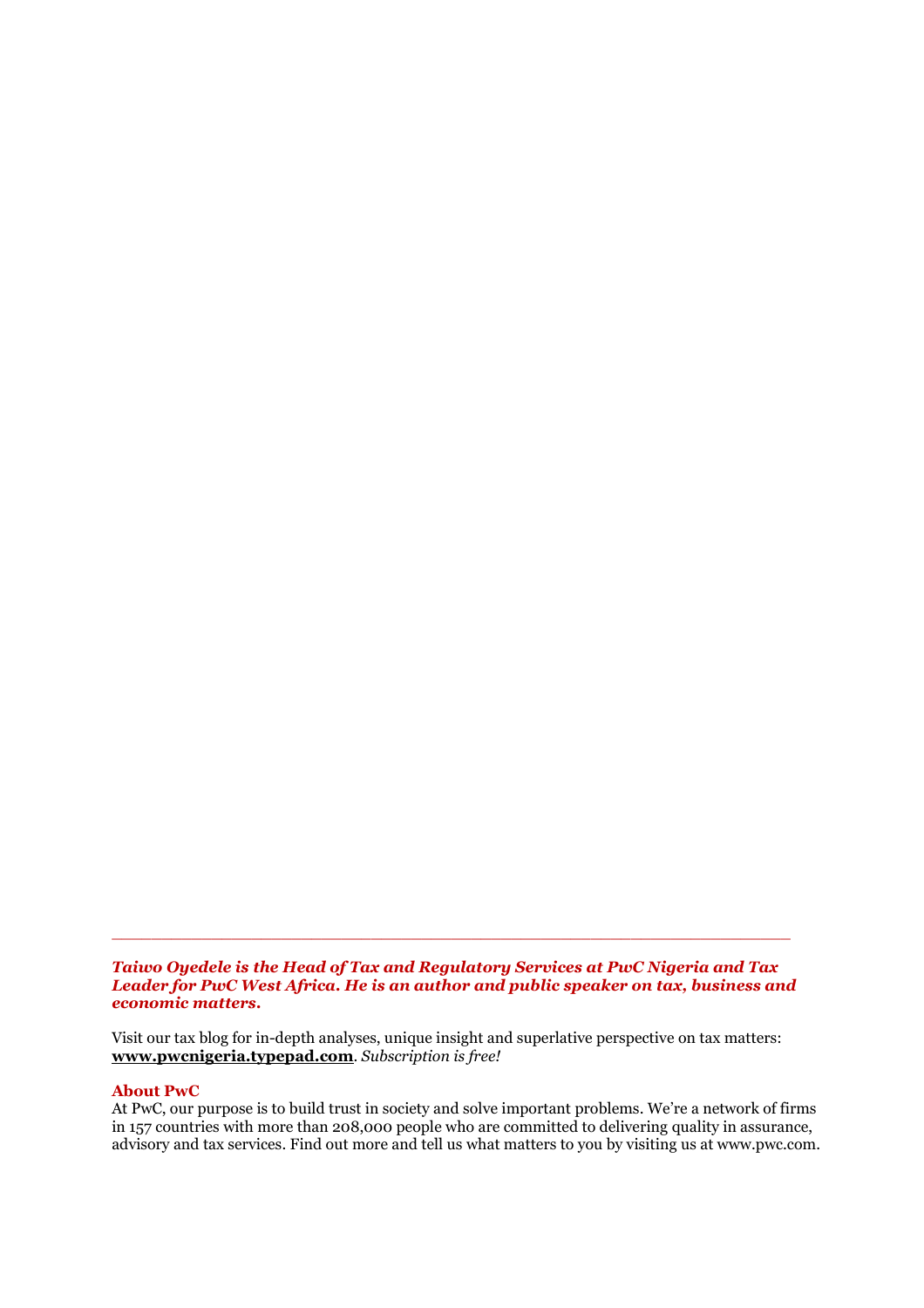---

***Taiwo Oyedele is the Head of Tax and Regulatory Services at PwC Nigeria and Tax Leader for PwC West Africa. He is an author and public speaker on tax, business and economic matters.***

Visit our tax blog for in-depth analyses, unique insight and superlative perspective on tax matters: **www.pwcnigeria.typepad.com**. *Subscription is free!*

**About PwC**

At PwC, our purpose is to build trust in society and solve important problems. We're a network of firms in 157 countries with more than 208,000 people who are committed to delivering quality in assurance, advisory and tax services. Find out more and tell us what matters to you by visiting us at www.pwc.com.